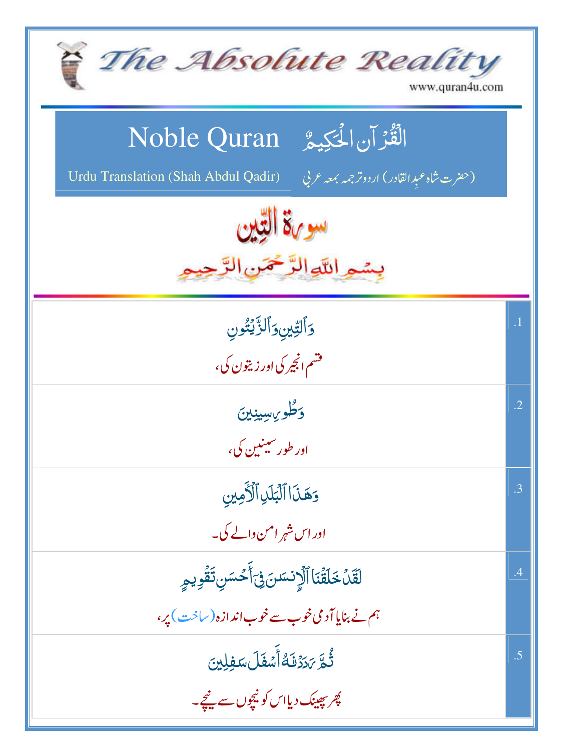# The Absolute Reality

www.quran4u.com

## Noble Quran — الْقُرْآن الْحَكِيمُ

Urdu Translation (Shah Abdul Qadir) — (حضرت شاہ عبدالقادر) اردو ترجمہ بمعہ عربی

## سورۃ التِّین

بِسْمِ اللّٰهِ الرَّحْمٰنِ الرَّحِيمِ

| | |
|---|---|
| .1 | وَٱلتِّينِ وَٱلزَّيْتُونِ<br>قسم انجیر کی اور زیتون کی، |
| .2 | وَطُورِ سِينِينَ<br>اور طور سینین کی، |
| .3 | وَهَٰذَا ٱلْبَلَدِ ٱلْأَمِينِ<br>اور اس شہر امن والے کی۔ |
| .4 | لَقَدْ خَلَقْنَا ٱلْإِنسَٰنَ فِىٓ أَحْسَنِ تَقْوِيمٍ<br>ہم نے بنایا آدمی خوب سے خوب اندازہ (ساخت) پر، |
| .5 | ثُمَّ رَدَدْنَٰهُ أَسْفَلَ سَٰفِلِينَ<br>پھر پھینک دیا اس کو نیچوں سے نیچے۔ |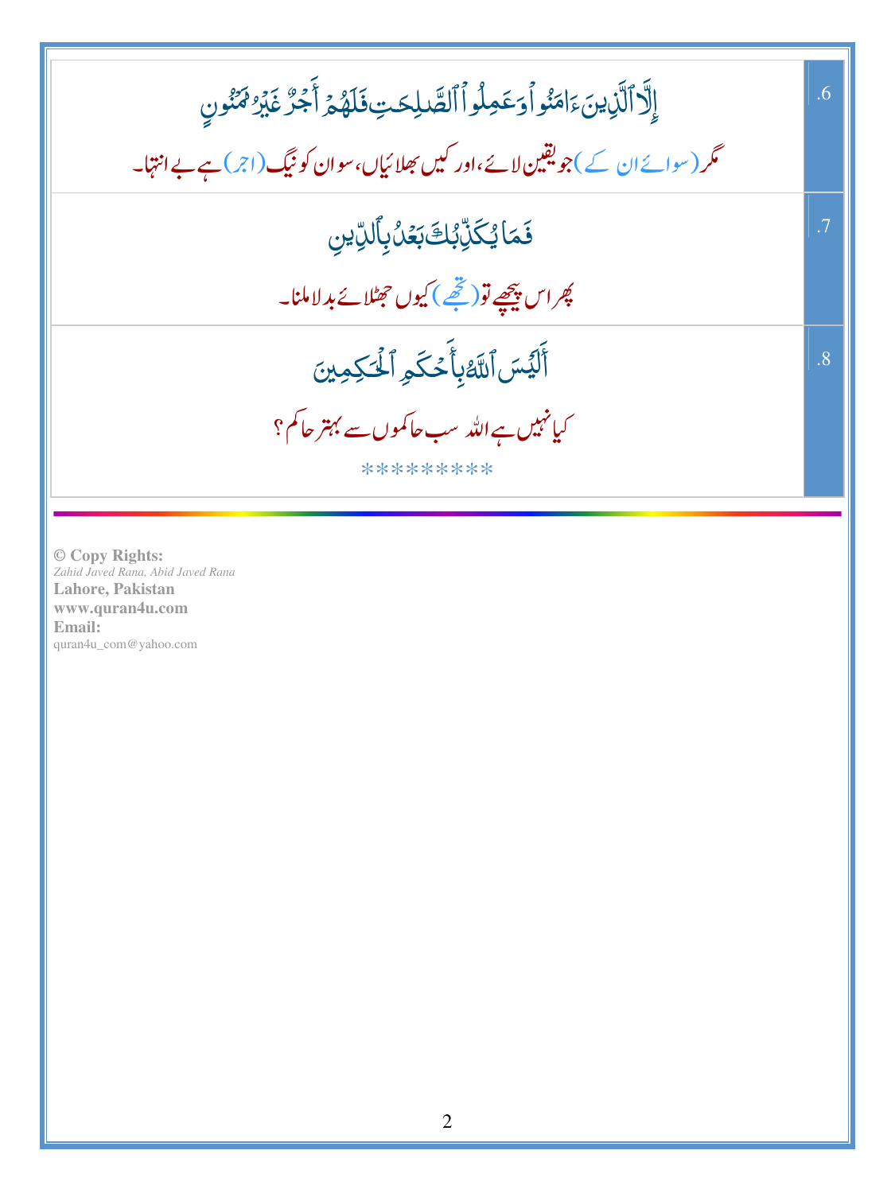| | |
|---|---|
| .6 | إِلَّا ٱلَّذِينَ ءَامَنُوا۟ وَعَمِلُوا۟ ٱلصَّٰلِحَٰتِ فَلَهُمْ أَجْرٌ غَيْرُ مَمْنُونٍ<br>مگر (سوائے ان کے) جو یقین لائے، اور کیں بھلائیاں، سو ان کو نیگ (اجر) ہے بے انتہا۔ |
| .7 | فَمَا يُكَذِّبُكَ بَعْدُ بِٱلدِّينِ<br>پھر اس پیچھے تو (تجھے) کیوں جھٹلائے بدلا ملنا۔ |
| .8 | أَلَيْسَ ٱللَّهُ بِأَحْكَمِ ٱلْحَٰكِمِينَ<br>کیا نہیں ہے اللہ سب حاکموں سے بہتر حاکم؟<br>********* |

© Copy Rights:
*Zahid Javed Rana, Abid Javed Rana*
**Lahore, Pakistan**
**www.quran4u.com**
**Email:**
quran4u_com@yahoo.com